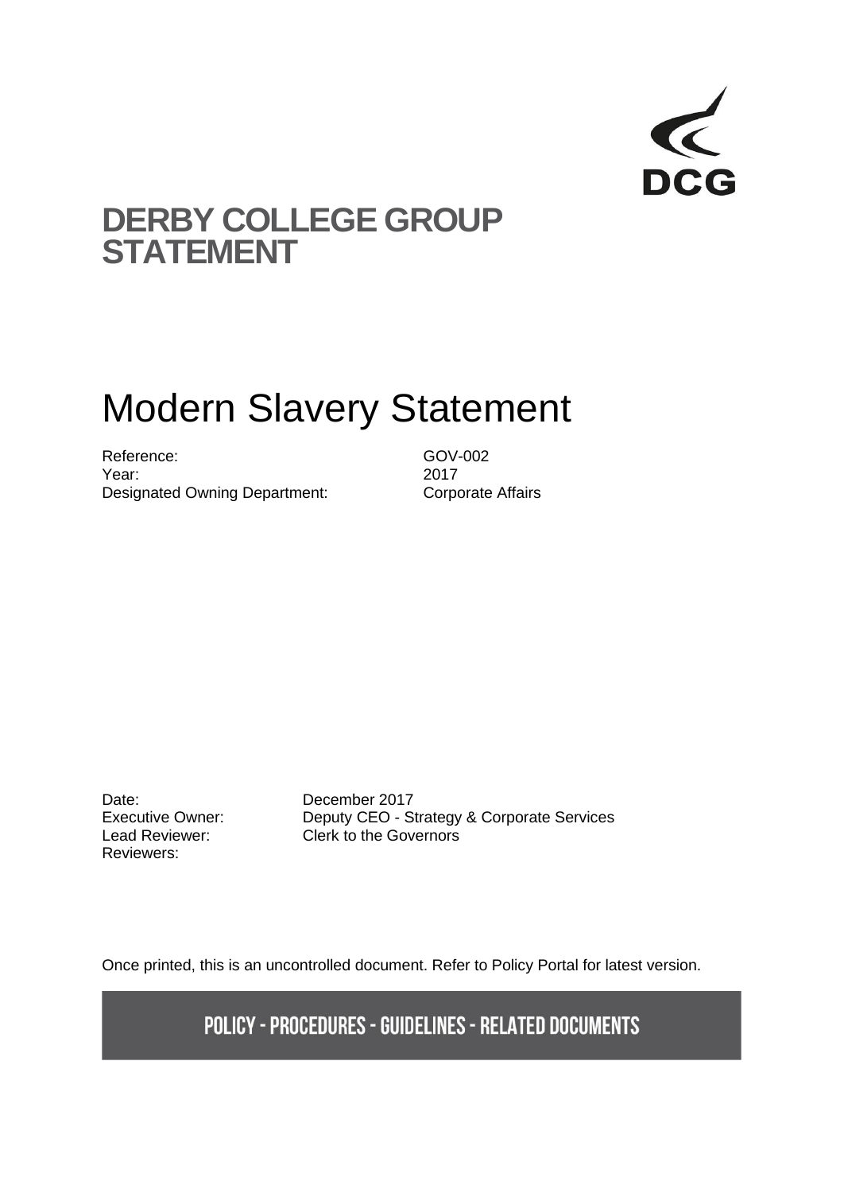DCG

# DERBY COLLEGE GROUP STATEMENT

# Modern Slavery Statement

| | |
|---|---|
| Reference: | GOV-002 |
| Year: | 2017 |
| Designated Owning Department: | Corporate Affairs |

| | |
|---|---|
| Date: | December 2017 |
| Executive Owner: | Deputy CEO - Strategy & Corporate Services |
| Lead Reviewer: | Clerk to the Governors |
| Reviewers: | |

Once printed, this is an uncontrolled document. Refer to Policy Portal for latest version.

**POLICY - PROCEDURES - GUIDELINES - RELATED DOCUMENTS**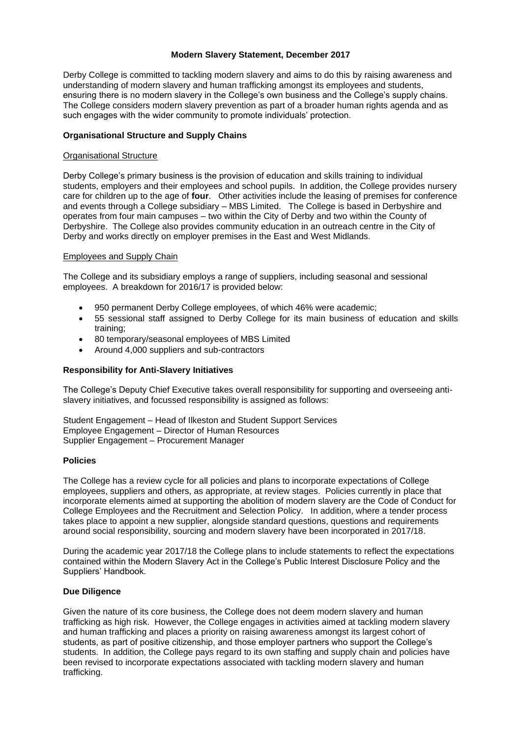**Modern Slavery Statement, December 2017**

Derby College is committed to tackling modern slavery and aims to do this by raising awareness and understanding of modern slavery and human trafficking amongst its employees and students, ensuring there is no modern slavery in the College's own business and the College's supply chains. The College considers modern slavery prevention as part of a broader human rights agenda and as such engages with the wider community to promote individuals' protection.

**Organisational Structure and Supply Chains**

Organisational Structure

Derby College's primary business is the provision of education and skills training to individual students, employers and their employees and school pupils. In addition, the College provides nursery care for children up to the age of **four**. Other activities include the leasing of premises for conference and events through a College subsidiary – MBS Limited. The College is based in Derbyshire and operates from four main campuses – two within the City of Derby and two within the County of Derbyshire. The College also provides community education in an outreach centre in the City of Derby and works directly on employer premises in the East and West Midlands.

Employees and Supply Chain

The College and its subsidiary employs a range of suppliers, including seasonal and sessional employees. A breakdown for 2016/17 is provided below:

- 950 permanent Derby College employees, of which 46% were academic;
- 55 sessional staff assigned to Derby College for its main business of education and skills training;
- 80 temporary/seasonal employees of MBS Limited
- Around 4,000 suppliers and sub-contractors

**Responsibility for Anti-Slavery Initiatives**

The College's Deputy Chief Executive takes overall responsibility for supporting and overseeing anti-slavery initiatives, and focussed responsibility is assigned as follows:

Student Engagement – Head of Ilkeston and Student Support Services
Employee Engagement – Director of Human Resources
Supplier Engagement – Procurement Manager

**Policies**

The College has a review cycle for all policies and plans to incorporate expectations of College employees, suppliers and others, as appropriate, at review stages. Policies currently in place that incorporate elements aimed at supporting the abolition of modern slavery are the Code of Conduct for College Employees and the Recruitment and Selection Policy. In addition, where a tender process takes place to appoint a new supplier, alongside standard questions, questions and requirements around social responsibility, sourcing and modern slavery have been incorporated in 2017/18.

During the academic year 2017/18 the College plans to include statements to reflect the expectations contained within the Modern Slavery Act in the College's Public Interest Disclosure Policy and the Suppliers' Handbook.

**Due Diligence**

Given the nature of its core business, the College does not deem modern slavery and human trafficking as high risk. However, the College engages in activities aimed at tackling modern slavery and human trafficking and places a priority on raising awareness amongst its largest cohort of students, as part of positive citizenship, and those employer partners who support the College's students. In addition, the College pays regard to its own staffing and supply chain and policies have been revised to incorporate expectations associated with tackling modern slavery and human trafficking.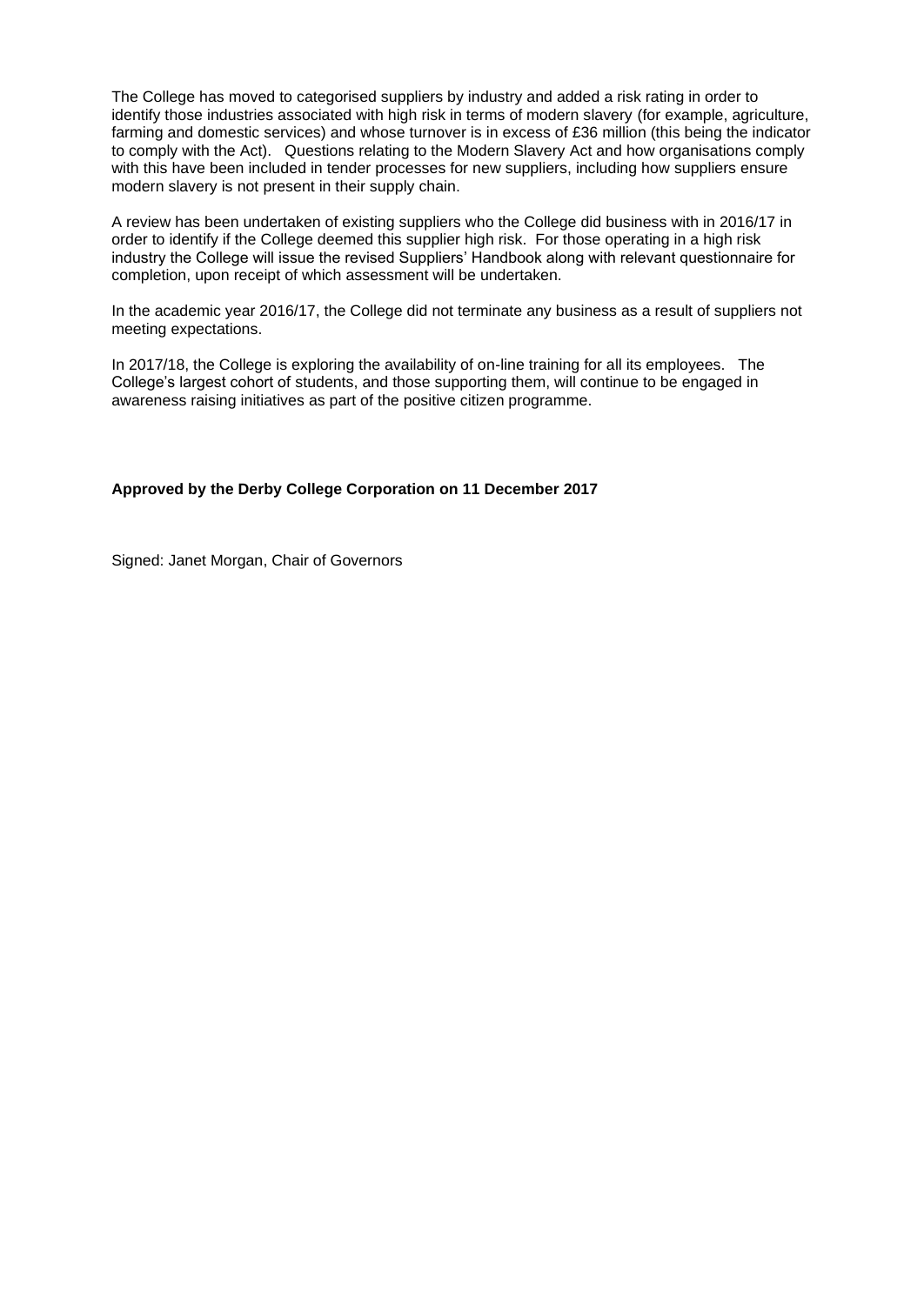The College has moved to categorised suppliers by industry and added a risk rating in order to identify those industries associated with high risk in terms of modern slavery (for example, agriculture, farming and domestic services) and whose turnover is in excess of £36 million (this being the indicator to comply with the Act). Questions relating to the Modern Slavery Act and how organisations comply with this have been included in tender processes for new suppliers, including how suppliers ensure modern slavery is not present in their supply chain.

A review has been undertaken of existing suppliers who the College did business with in 2016/17 in order to identify if the College deemed this supplier high risk. For those operating in a high risk industry the College will issue the revised Suppliers' Handbook along with relevant questionnaire for completion, upon receipt of which assessment will be undertaken.

In the academic year 2016/17, the College did not terminate any business as a result of suppliers not meeting expectations.

In 2017/18, the College is exploring the availability of on-line training for all its employees. The College's largest cohort of students, and those supporting them, will continue to be engaged in awareness raising initiatives as part of the positive citizen programme.

**Approved by the Derby College Corporation on 11 December 2017**

Signed: Janet Morgan, Chair of Governors